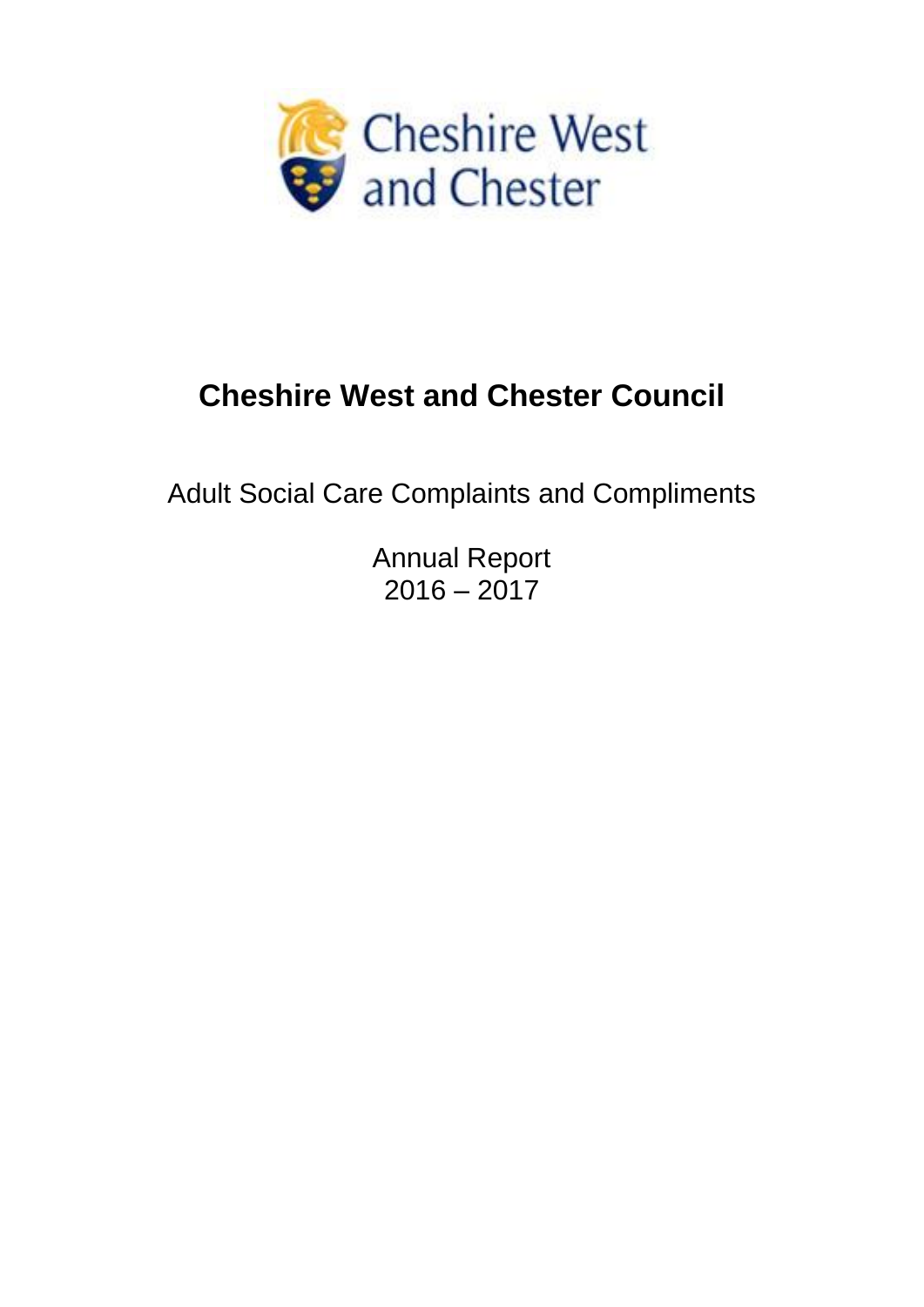Cheshire West and Chester

# Cheshire West and Chester Council

Adult Social Care Complaints and Compliments

Annual Report
2016 – 2017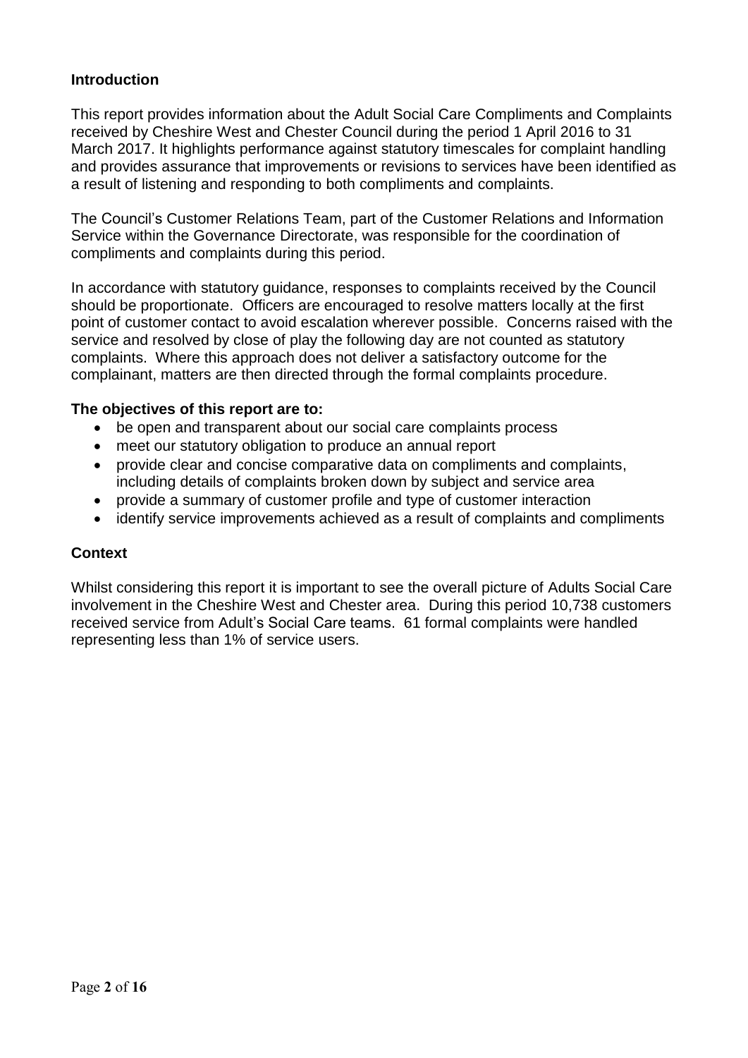## Introduction

This report provides information about the Adult Social Care Compliments and Complaints received by Cheshire West and Chester Council during the period 1 April 2016 to 31 March 2017. It highlights performance against statutory timescales for complaint handling and provides assurance that improvements or revisions to services have been identified as a result of listening and responding to both compliments and complaints.

The Council's Customer Relations Team, part of the Customer Relations and Information Service within the Governance Directorate, was responsible for the coordination of compliments and complaints during this period.

In accordance with statutory guidance, responses to complaints received by the Council should be proportionate. Officers are encouraged to resolve matters locally at the first point of customer contact to avoid escalation wherever possible. Concerns raised with the service and resolved by close of play the following day are not counted as statutory complaints. Where this approach does not deliver a satisfactory outcome for the complainant, matters are then directed through the formal complaints procedure.

**The objectives of this report are to:**

- be open and transparent about our social care complaints process
- meet our statutory obligation to produce an annual report
- provide clear and concise comparative data on compliments and complaints, including details of complaints broken down by subject and service area
- provide a summary of customer profile and type of customer interaction
- identify service improvements achieved as a result of complaints and compliments

## Context

Whilst considering this report it is important to see the overall picture of Adults Social Care involvement in the Cheshire West and Chester area. During this period 10,738 customers received service from Adult's Social Care teams. 61 formal complaints were handled representing less than 1% of service users.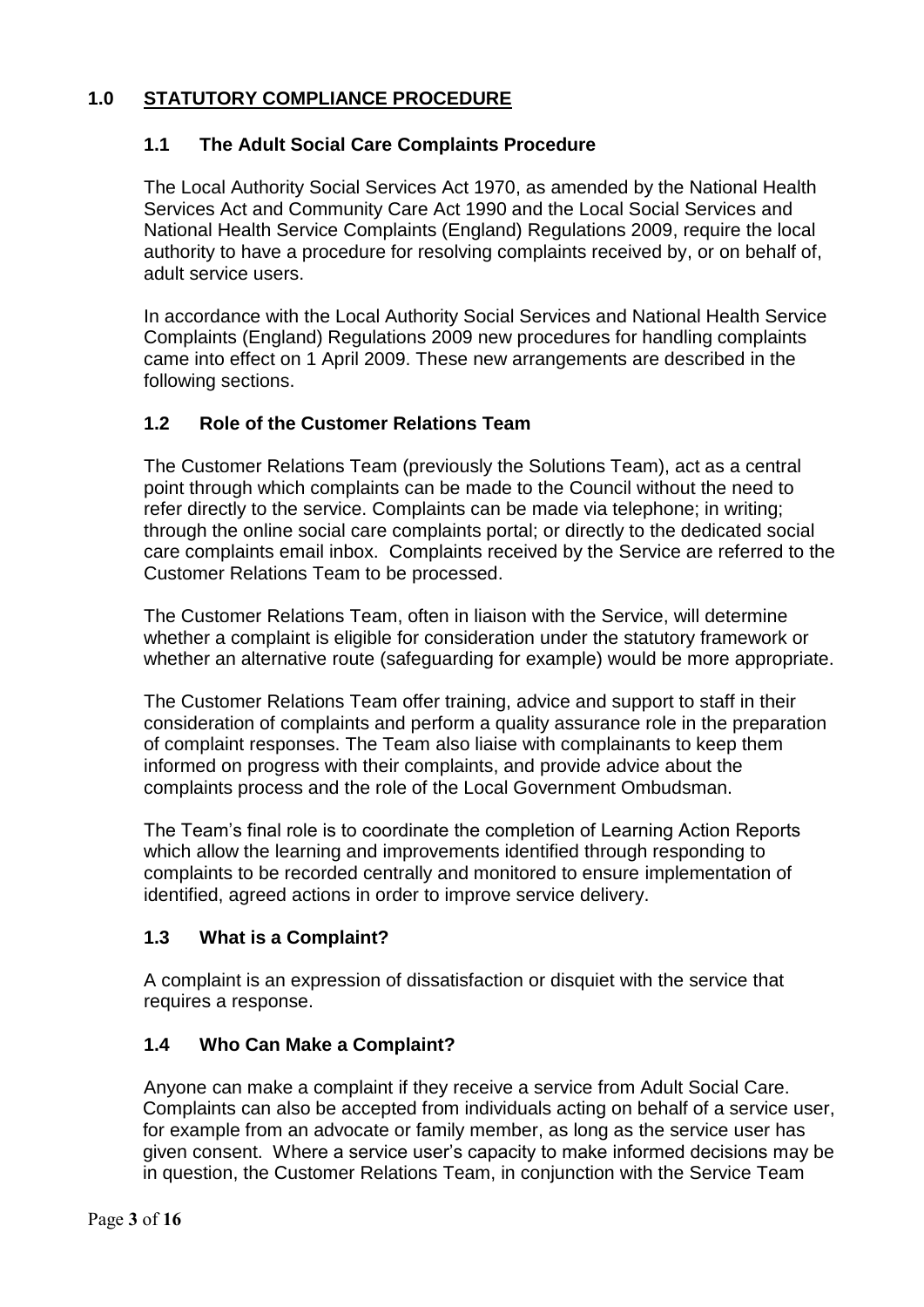## 1.0 STATUTORY COMPLIANCE PROCEDURE

### 1.1 The Adult Social Care Complaints Procedure

The Local Authority Social Services Act 1970, as amended by the National Health Services Act and Community Care Act 1990 and the Local Social Services and National Health Service Complaints (England) Regulations 2009, require the local authority to have a procedure for resolving complaints received by, or on behalf of, adult service users.

In accordance with the Local Authority Social Services and National Health Service Complaints (England) Regulations 2009 new procedures for handling complaints came into effect on 1 April 2009. These new arrangements are described in the following sections.

### 1.2 Role of the Customer Relations Team

The Customer Relations Team (previously the Solutions Team), act as a central point through which complaints can be made to the Council without the need to refer directly to the service. Complaints can be made via telephone; in writing; through the online social care complaints portal; or directly to the dedicated social care complaints email inbox. Complaints received by the Service are referred to the Customer Relations Team to be processed.

The Customer Relations Team, often in liaison with the Service, will determine whether a complaint is eligible for consideration under the statutory framework or whether an alternative route (safeguarding for example) would be more appropriate.

The Customer Relations Team offer training, advice and support to staff in their consideration of complaints and perform a quality assurance role in the preparation of complaint responses. The Team also liaise with complainants to keep them informed on progress with their complaints, and provide advice about the complaints process and the role of the Local Government Ombudsman.

The Team's final role is to coordinate the completion of Learning Action Reports which allow the learning and improvements identified through responding to complaints to be recorded centrally and monitored to ensure implementation of identified, agreed actions in order to improve service delivery.

### 1.3 What is a Complaint?

A complaint is an expression of dissatisfaction or disquiet with the service that requires a response.

### 1.4 Who Can Make a Complaint?

Anyone can make a complaint if they receive a service from Adult Social Care. Complaints can also be accepted from individuals acting on behalf of a service user, for example from an advocate or family member, as long as the service user has given consent. Where a service user's capacity to make informed decisions may be in question, the Customer Relations Team, in conjunction with the Service Team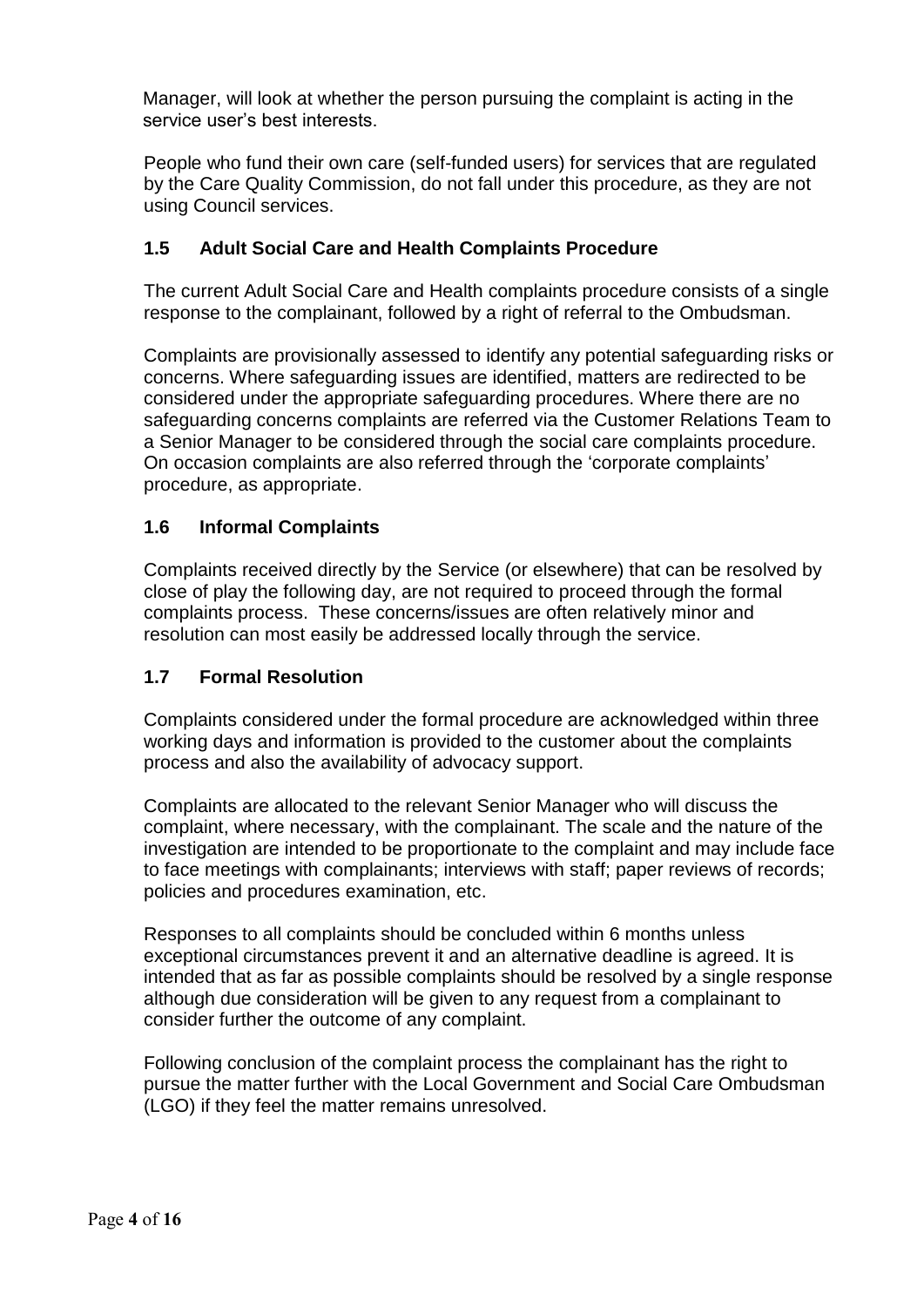Manager, will look at whether the person pursuing the complaint is acting in the service user's best interests.

People who fund their own care (self-funded users) for services that are regulated by the Care Quality Commission, do not fall under this procedure, as they are not using Council services.

### 1.5 Adult Social Care and Health Complaints Procedure

The current Adult Social Care and Health complaints procedure consists of a single response to the complainant, followed by a right of referral to the Ombudsman.

Complaints are provisionally assessed to identify any potential safeguarding risks or concerns. Where safeguarding issues are identified, matters are redirected to be considered under the appropriate safeguarding procedures. Where there are no safeguarding concerns complaints are referred via the Customer Relations Team to a Senior Manager to be considered through the social care complaints procedure. On occasion complaints are also referred through the 'corporate complaints' procedure, as appropriate.

### 1.6 Informal Complaints

Complaints received directly by the Service (or elsewhere) that can be resolved by close of play the following day, are not required to proceed through the formal complaints process. These concerns/issues are often relatively minor and resolution can most easily be addressed locally through the service.

### 1.7 Formal Resolution

Complaints considered under the formal procedure are acknowledged within three working days and information is provided to the customer about the complaints process and also the availability of advocacy support.

Complaints are allocated to the relevant Senior Manager who will discuss the complaint, where necessary, with the complainant. The scale and the nature of the investigation are intended to be proportionate to the complaint and may include face to face meetings with complainants; interviews with staff; paper reviews of records; policies and procedures examination, etc.

Responses to all complaints should be concluded within 6 months unless exceptional circumstances prevent it and an alternative deadline is agreed. It is intended that as far as possible complaints should be resolved by a single response although due consideration will be given to any request from a complainant to consider further the outcome of any complaint.

Following conclusion of the complaint process the complainant has the right to pursue the matter further with the Local Government and Social Care Ombudsman (LGO) if they feel the matter remains unresolved.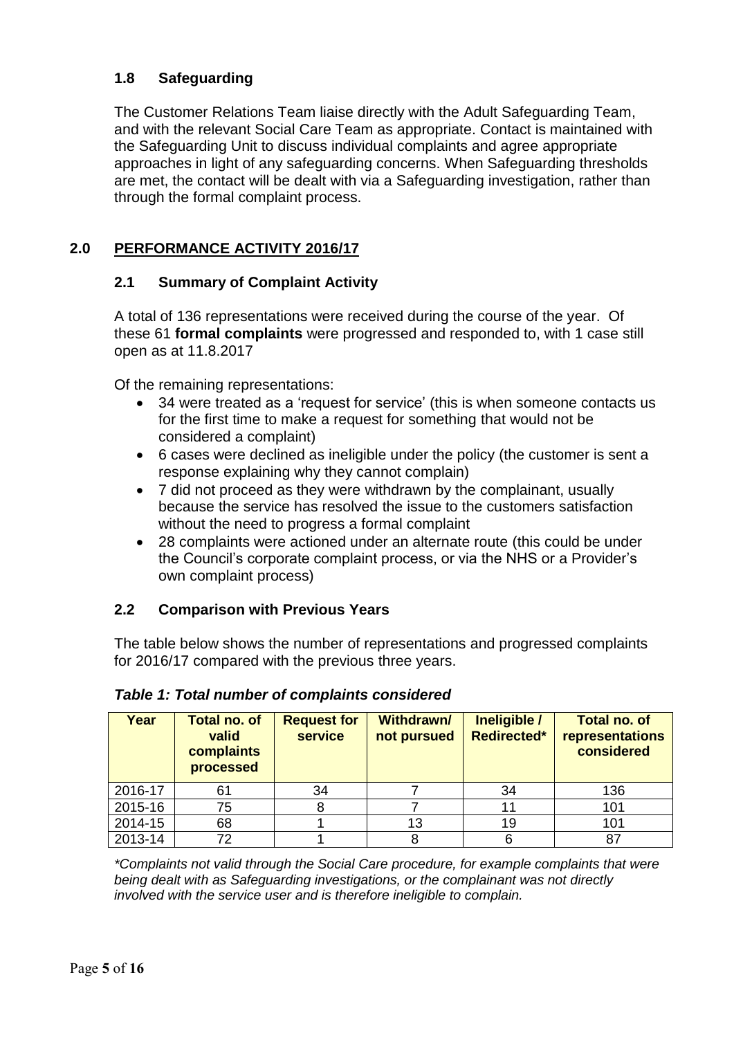### 1.8 Safeguarding

The Customer Relations Team liaise directly with the Adult Safeguarding Team, and with the relevant Social Care Team as appropriate. Contact is maintained with the Safeguarding Unit to discuss individual complaints and agree appropriate approaches in light of any safeguarding concerns. When Safeguarding thresholds are met, the contact will be dealt with via a Safeguarding investigation, rather than through the formal complaint process.

## 2.0 PERFORMANCE ACTIVITY 2016/17

### 2.1 Summary of Complaint Activity

A total of 136 representations were received during the course of the year. Of these 61 **formal complaints** were progressed and responded to, with 1 case still open as at 11.8.2017

Of the remaining representations:

- 34 were treated as a 'request for service' (this is when someone contacts us for the first time to make a request for something that would not be considered a complaint)
- 6 cases were declined as ineligible under the policy (the customer is sent a response explaining why they cannot complain)
- 7 did not proceed as they were withdrawn by the complainant, usually because the service has resolved the issue to the customers satisfaction without the need to progress a formal complaint
- 28 complaints were actioned under an alternate route (this could be under the Council's corporate complaint process, or via the NHS or a Provider's own complaint process)

### 2.2 Comparison with Previous Years

The table below shows the number of representations and progressed complaints for 2016/17 compared with the previous three years.

***Table 1: Total number of complaints considered***

| Year | Total no. of valid complaints processed | Request for service | Withdrawn/ not pursued | Ineligible / Redirected* | Total no. of representations considered |
|---|---|---|---|---|---|
| 2016-17 | 61 | 34 | 7 | 34 | 136 |
| 2015-16 | 75 | 8 | 7 | 11 | 101 |
| 2014-15 | 68 | 1 | 13 | 19 | 101 |
| 2013-14 | 72 | 1 | 8 | 6 | 87 |

*\*Complaints not valid through the Social Care procedure, for example complaints that were being dealt with as Safeguarding investigations, or the complainant was not directly involved with the service user and is therefore ineligible to complain.*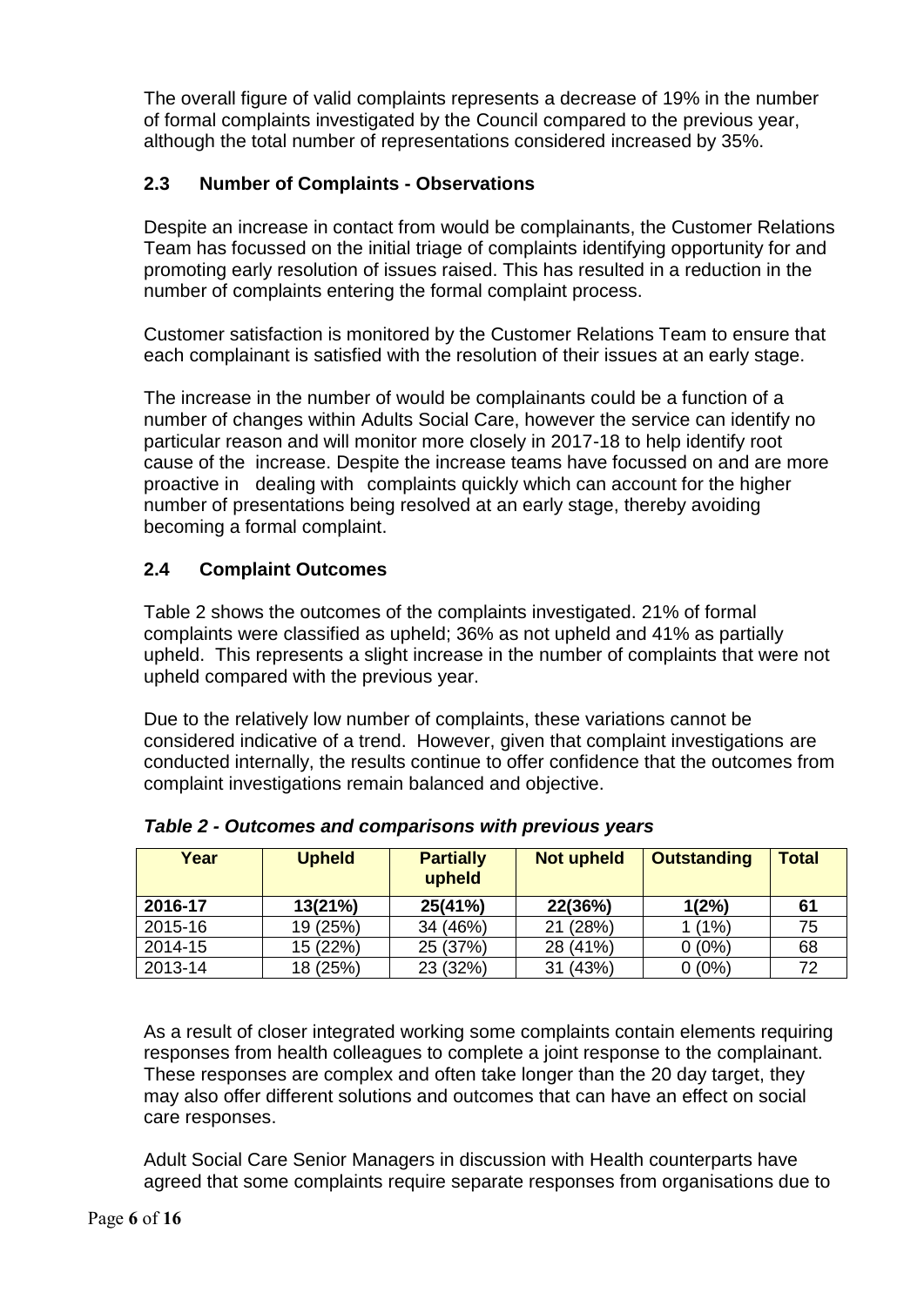The overall figure of valid complaints represents a decrease of 19% in the number of formal complaints investigated by the Council compared to the previous year, although the total number of representations considered increased by 35%.

### 2.3 Number of Complaints - Observations

Despite an increase in contact from would be complainants, the Customer Relations Team has focussed on the initial triage of complaints identifying opportunity for and promoting early resolution of issues raised. This has resulted in a reduction in the number of complaints entering the formal complaint process.

Customer satisfaction is monitored by the Customer Relations Team to ensure that each complainant is satisfied with the resolution of their issues at an early stage.

The increase in the number of would be complainants could be a function of a number of changes within Adults Social Care, however the service can identify no particular reason and will monitor more closely in 2017-18 to help identify root cause of the increase. Despite the increase teams have focussed on and are more proactive in dealing with complaints quickly which can account for the higher number of presentations being resolved at an early stage, thereby avoiding becoming a formal complaint.

### 2.4 Complaint Outcomes

Table 2 shows the outcomes of the complaints investigated. 21% of formal complaints were classified as upheld; 36% as not upheld and 41% as partially upheld. This represents a slight increase in the number of complaints that were not upheld compared with the previous year.

Due to the relatively low number of complaints, these variations cannot be considered indicative of a trend. However, given that complaint investigations are conducted internally, the results continue to offer confidence that the outcomes from complaint investigations remain balanced and objective.

***Table 2 - Outcomes and comparisons with previous years***

| Year | Upheld | Partially upheld | Not upheld | Outstanding | Total |
|---|---|---|---|---|---|
| **2016-17** | **13(21%)** | **25(41%)** | **22(36%)** | **1(2%)** | **61** |
| 2015-16 | 19 (25%) | 34 (46%) | 21 (28%) | 1 (1%) | 75 |
| 2014-15 | 15 (22%) | 25 (37%) | 28 (41%) | 0 (0%) | 68 |
| 2013-14 | 18 (25%) | 23 (32%) | 31 (43%) | 0 (0%) | 72 |

As a result of closer integrated working some complaints contain elements requiring responses from health colleagues to complete a joint response to the complainant. These responses are complex and often take longer than the 20 day target, they may also offer different solutions and outcomes that can have an effect on social care responses.

Adult Social Care Senior Managers in discussion with Health counterparts have agreed that some complaints require separate responses from organisations due to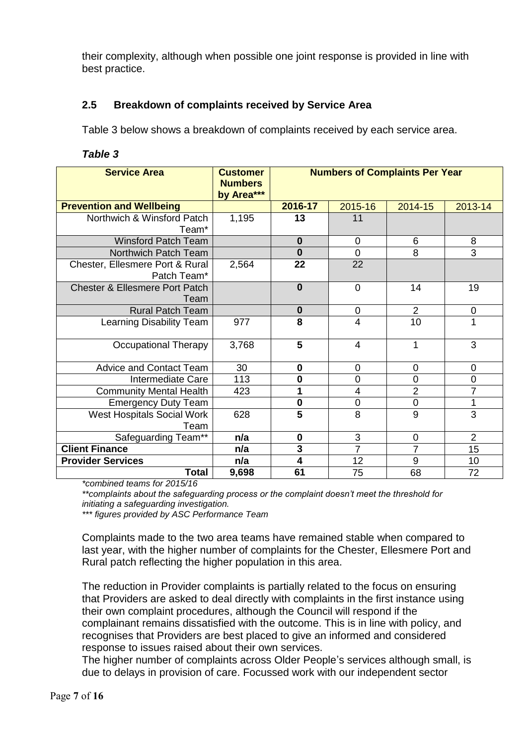their complexity, although when possible one joint response is provided in line with best practice.

### 2.5 Breakdown of complaints received by Service Area

Table 3 below shows a breakdown of complaints received by each service area.

***Table 3***

| Service Area | Customer Numbers by Area*** | Numbers of Complaints Per Year | | | |
|---|---|---|---|---|---|
| **Prevention and Wellbeing** | | **2016-17** | 2015-16 | 2014-15 | 2013-14 |
| Northwich & Winsford Patch Team* | 1,195 | **13** | 11 | | |
| Winsford Patch Team | | **0** | 0 | 6 | 8 |
| Northwich Patch Team | | **0** | 0 | 8 | 3 |
| Chester, Ellesmere Port & Rural Patch Team* | 2,564 | **22** | 22 | | |
| Chester & Ellesmere Port Patch Team | | **0** | 0 | 14 | 19 |
| Rural Patch Team | | **0** | 0 | 2 | 0 |
| Learning Disability Team | 977 | **8** | 4 | 10 | 1 |
| Occupational Therapy | 3,768 | **5** | 4 | 1 | 3 |
| Advice and Contact Team | 30 | **0** | 0 | 0 | 0 |
| Intermediate Care | 113 | **0** | 0 | 0 | 0 |
| Community Mental Health | 423 | **1** | 4 | 2 | 7 |
| Emergency Duty Team | | **0** | 0 | 0 | 1 |
| West Hospitals Social Work Team | 628 | **5** | 8 | 9 | 3 |
| Safeguarding Team** | **n/a** | **0** | 3 | 0 | 2 |
| **Client Finance** | **n/a** | **3** | 7 | 7 | 15 |
| **Provider Services** | **n/a** | **4** | 12 | 9 | 10 |
| **Total** | **9,698** | **61** | 75 | 68 | 72 |

*\*combined teams for 2015/16*

*\*\*complaints about the safeguarding process or the complaint doesn't meet the threshold for initiating a safeguarding investigation.*

*\*\*\* figures provided by ASC Performance Team*

Complaints made to the two area teams have remained stable when compared to last year, with the higher number of complaints for the Chester, Ellesmere Port and Rural patch reflecting the higher population in this area.

The reduction in Provider complaints is partially related to the focus on ensuring that Providers are asked to deal directly with complaints in the first instance using their own complaint procedures, although the Council will respond if the complainant remains dissatisfied with the outcome. This is in line with policy, and recognises that Providers are best placed to give an informed and considered response to issues raised about their own services.

The higher number of complaints across Older People's services although small, is due to delays in provision of care. Focussed work with our independent sector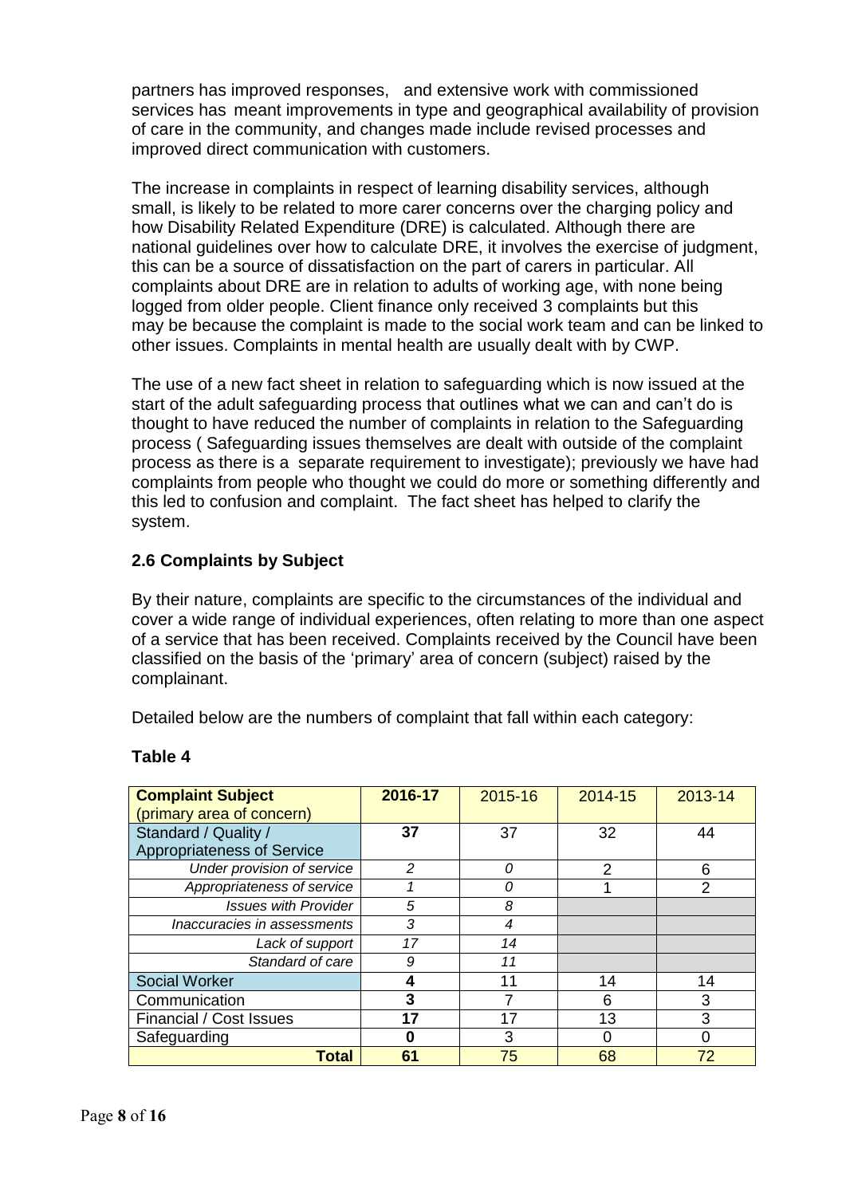partners has improved responses, and extensive work with commissioned services has meant improvements in type and geographical availability of provision of care in the community, and changes made include revised processes and improved direct communication with customers.

The increase in complaints in respect of learning disability services, although small, is likely to be related to more carer concerns over the charging policy and how Disability Related Expenditure (DRE) is calculated. Although there are national guidelines over how to calculate DRE, it involves the exercise of judgment, this can be a source of dissatisfaction on the part of carers in particular. All complaints about DRE are in relation to adults of working age, with none being logged from older people. Client finance only received 3 complaints but this may be because the complaint is made to the social work team and can be linked to other issues. Complaints in mental health are usually dealt with by CWP.

The use of a new fact sheet in relation to safeguarding which is now issued at the start of the adult safeguarding process that outlines what we can and can't do is thought to have reduced the number of complaints in relation to the Safeguarding process ( Safeguarding issues themselves are dealt with outside of the complaint process as there is a separate requirement to investigate); previously we have had complaints from people who thought we could do more or something differently and this led to confusion and complaint. The fact sheet has helped to clarify the system.

### 2.6 Complaints by Subject

By their nature, complaints are specific to the circumstances of the individual and cover a wide range of individual experiences, often relating to more than one aspect of a service that has been received. Complaints received by the Council have been classified on the basis of the 'primary' area of concern (subject) raised by the complainant.

Detailed below are the numbers of complaint that fall within each category:

**Table 4**

| **Complaint Subject** (primary area of concern) | **2016-17** | 2015-16 | 2014-15 | 2013-14 |
|---|---|---|---|---|
| Standard / Quality / Appropriateness of Service | **37** | 37 | 32 | 44 |
| *Under provision of service* | *2* | *0* | 2 | 6 |
| *Appropriateness of service* | *1* | *0* | 1 | 2 |
| *Issues with Provider* | *5* | *8* | | |
| *Inaccuracies in assessments* | *3* | *4* | | |
| *Lack of support* | *17* | *14* | | |
| *Standard of care* | *9* | *11* | | |
| Social Worker | **4** | 11 | 14 | 14 |
| Communication | **3** | 7 | 6 | 3 |
| Financial / Cost Issues | **17** | 17 | 13 | 3 |
| Safeguarding | **0** | 3 | 0 | 0 |
| **Total** | **61** | 75 | 68 | 72 |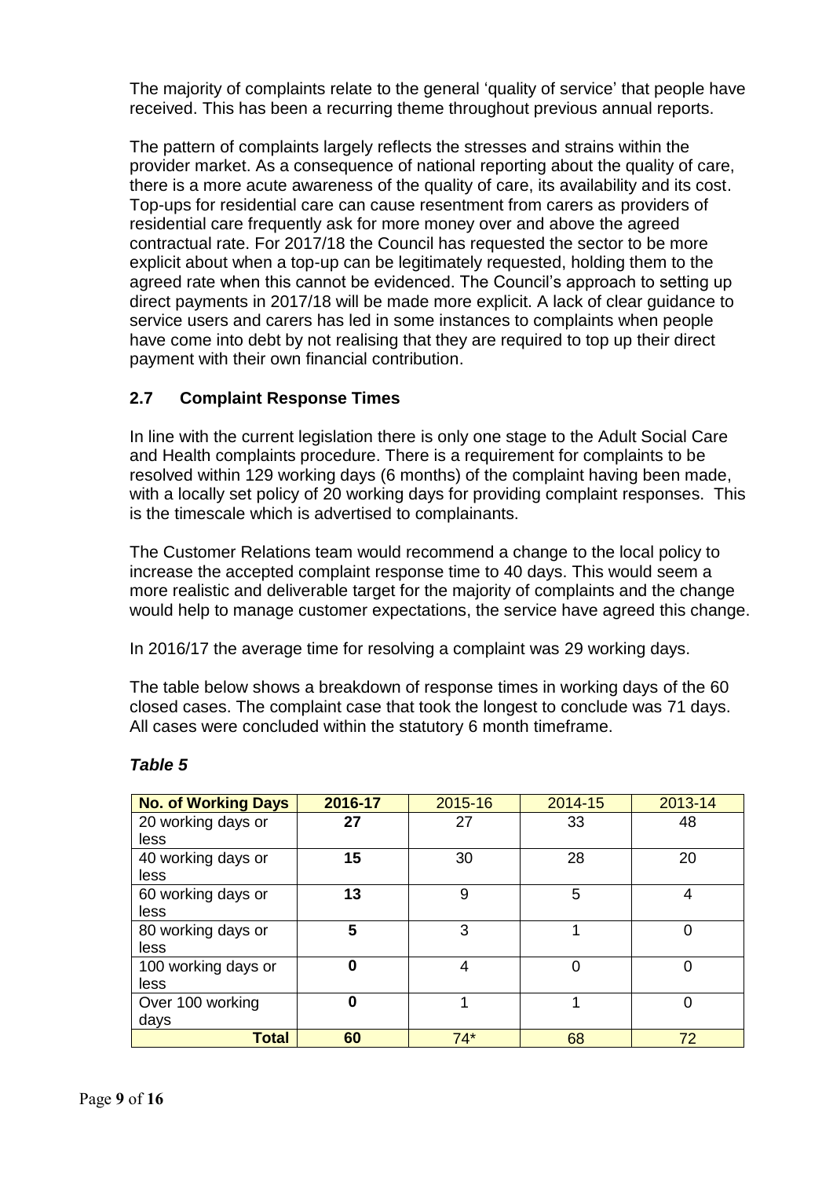The majority of complaints relate to the general 'quality of service' that people have received. This has been a recurring theme throughout previous annual reports.

The pattern of complaints largely reflects the stresses and strains within the provider market. As a consequence of national reporting about the quality of care, there is a more acute awareness of the quality of care, its availability and its cost. Top-ups for residential care can cause resentment from carers as providers of residential care frequently ask for more money over and above the agreed contractual rate. For 2017/18 the Council has requested the sector to be more explicit about when a top-up can be legitimately requested, holding them to the agreed rate when this cannot be evidenced. The Council's approach to setting up direct payments in 2017/18 will be made more explicit. A lack of clear guidance to service users and carers has led in some instances to complaints when people have come into debt by not realising that they are required to top up their direct payment with their own financial contribution.

## 2.7 Complaint Response Times

In line with the current legislation there is only one stage to the Adult Social Care and Health complaints procedure. There is a requirement for complaints to be resolved within 129 working days (6 months) of the complaint having been made, with a locally set policy of 20 working days for providing complaint responses. This is the timescale which is advertised to complainants.

The Customer Relations team would recommend a change to the local policy to increase the accepted complaint response time to 40 days. This would seem a more realistic and deliverable target for the majority of complaints and the change would help to manage customer expectations, the service have agreed this change.

In 2016/17 the average time for resolving a complaint was 29 working days.

The table below shows a breakdown of response times in working days of the 60 closed cases. The complaint case that took the longest to conclude was 71 days. All cases were concluded within the statutory 6 month timeframe.

***Table 5***

| **No. of Working Days** | **2016-17** | 2015-16 | 2014-15 | 2013-14 |
|---|---|---|---|---|
| 20 working days or less | **27** | 27 | 33 | 48 |
| 40 working days or less | **15** | 30 | 28 | 20 |
| 60 working days or less | **13** | 9 | 5 | 4 |
| 80 working days or less | **5** | 3 | 1 | 0 |
| 100 working days or less | **0** | 4 | 0 | 0 |
| Over 100 working days | **0** | 1 | 1 | 0 |
| **Total** | **60** | 74* | 68 | 72 |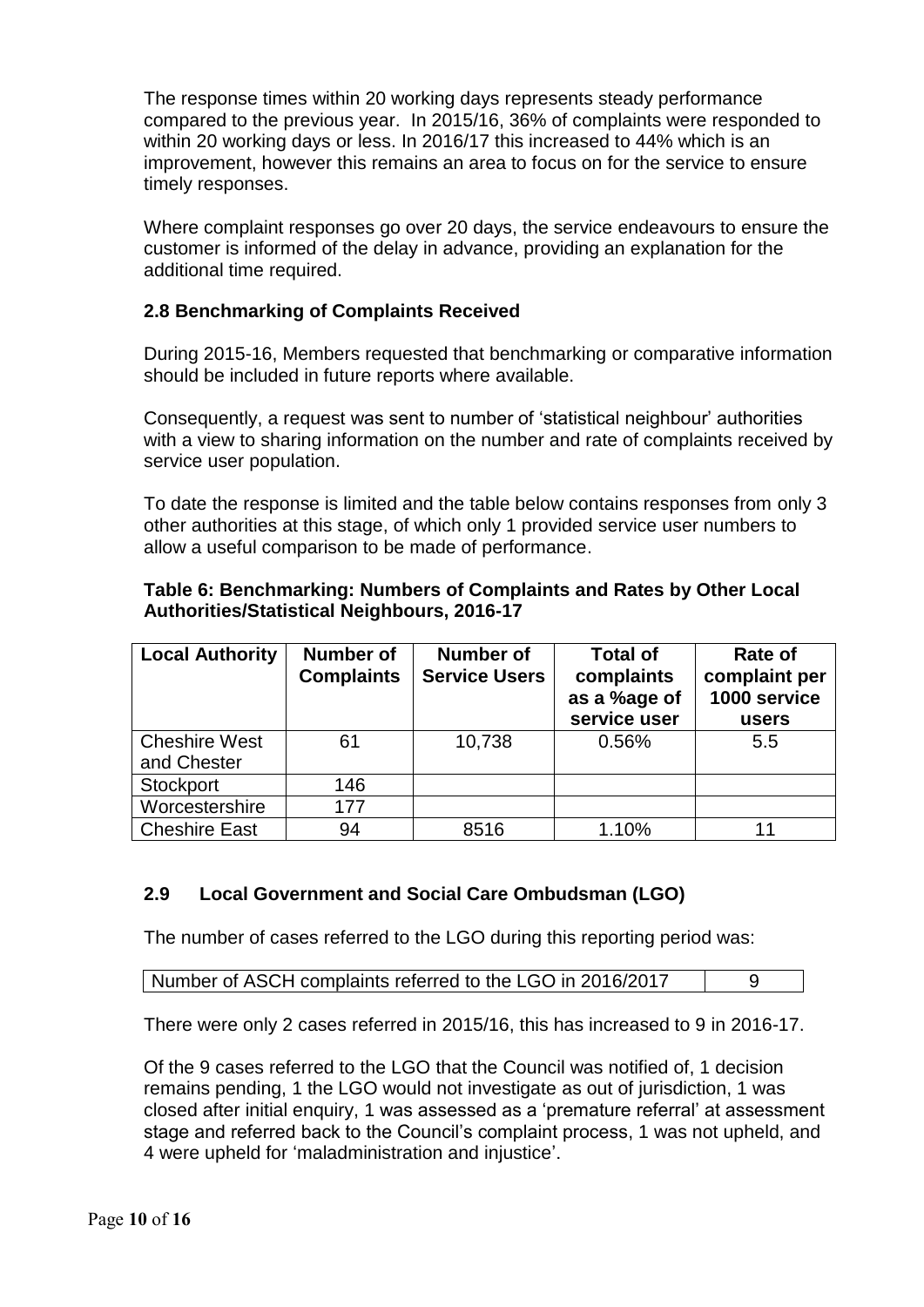The response times within 20 working days represents steady performance compared to the previous year. In 2015/16, 36% of complaints were responded to within 20 working days or less. In 2016/17 this increased to 44% which is an improvement, however this remains an area to focus on for the service to ensure timely responses.

Where complaint responses go over 20 days, the service endeavours to ensure the customer is informed of the delay in advance, providing an explanation for the additional time required.

### 2.8 Benchmarking of Complaints Received

During 2015-16, Members requested that benchmarking or comparative information should be included in future reports where available.

Consequently, a request was sent to number of 'statistical neighbour' authorities with a view to sharing information on the number and rate of complaints received by service user population.

To date the response is limited and the table below contains responses from only 3 other authorities at this stage, of which only 1 provided service user numbers to allow a useful comparison to be made of performance.

**Table 6: Benchmarking: Numbers of Complaints and Rates by Other Local Authorities/Statistical Neighbours, 2016-17**

| Local Authority | Number of Complaints | Number of Service Users | Total of complaints as a %age of service user | Rate of complaint per 1000 service users |
|---|---|---|---|---|
| Cheshire West and Chester | 61 | 10,738 | 0.56% | 5.5 |
| Stockport | 146 | | | |
| Worcestershire | 177 | | | |
| Cheshire East | 94 | 8516 | 1.10% | 11 |

### 2.9 Local Government and Social Care Ombudsman (LGO)

The number of cases referred to the LGO during this reporting period was:

| Number of ASCH complaints referred to the LGO in 2016/2017 | 9 |
|---|---|

There were only 2 cases referred in 2015/16, this has increased to 9 in 2016-17.

Of the 9 cases referred to the LGO that the Council was notified of, 1 decision remains pending, 1 the LGO would not investigate as out of jurisdiction, 1 was closed after initial enquiry, 1 was assessed as a 'premature referral' at assessment stage and referred back to the Council's complaint process, 1 was not upheld, and 4 were upheld for 'maladministration and injustice'.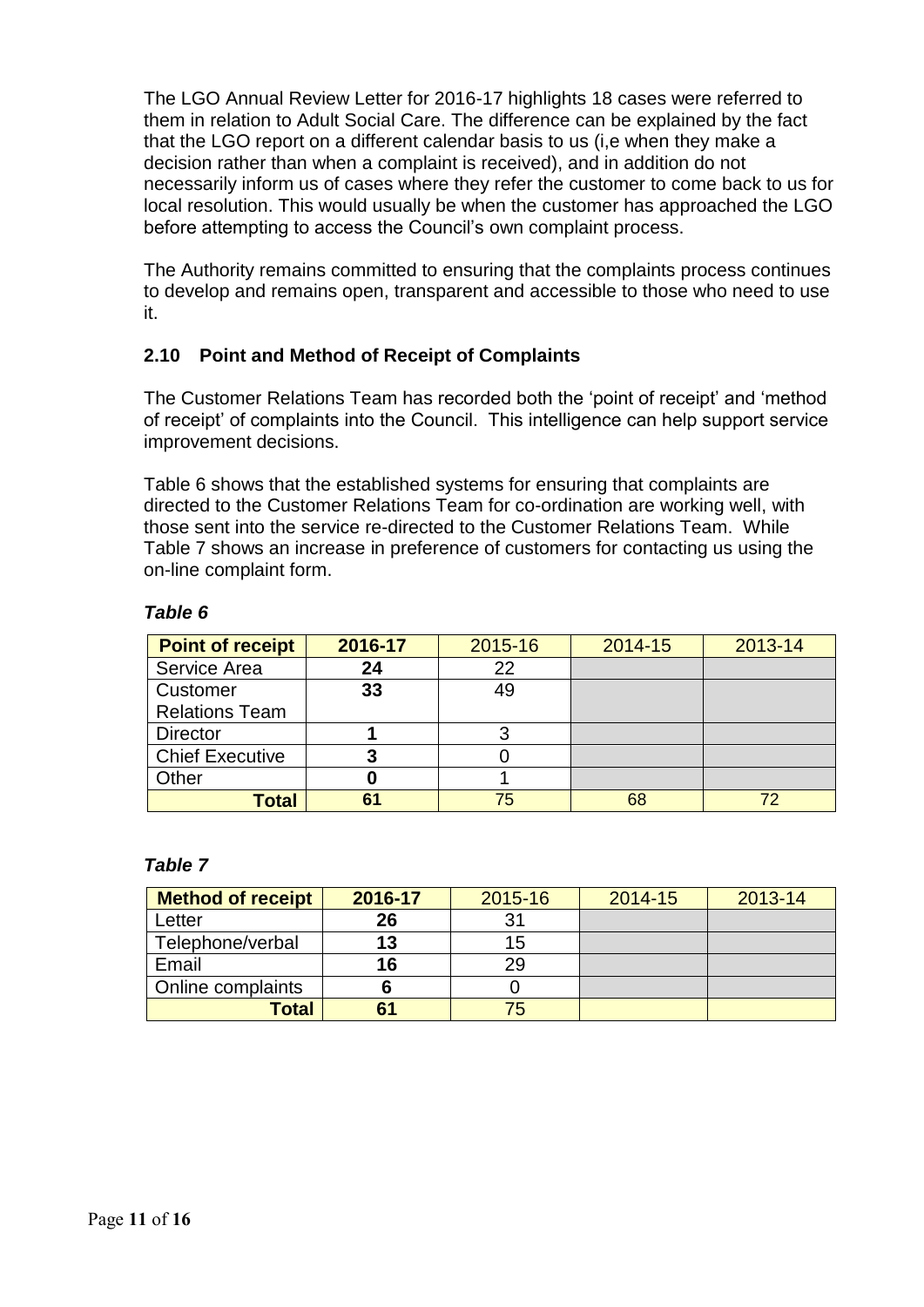The LGO Annual Review Letter for 2016-17 highlights 18 cases were referred to them in relation to Adult Social Care. The difference can be explained by the fact that the LGO report on a different calendar basis to us (i,e when they make a decision rather than when a complaint is received), and in addition do not necessarily inform us of cases where they refer the customer to come back to us for local resolution. This would usually be when the customer has approached the LGO before attempting to access the Council's own complaint process.

The Authority remains committed to ensuring that the complaints process continues to develop and remains open, transparent and accessible to those who need to use it.

### 2.10 Point and Method of Receipt of Complaints

The Customer Relations Team has recorded both the 'point of receipt' and 'method of receipt' of complaints into the Council. This intelligence can help support service improvement decisions.

Table 6 shows that the established systems for ensuring that complaints are directed to the Customer Relations Team for co-ordination are working well, with those sent into the service re-directed to the Customer Relations Team. While Table 7 shows an increase in preference of customers for contacting us using the on-line complaint form.

***Table 6***

| **Point of receipt** | **2016-17** | 2015-16 | 2014-15 | 2013-14 |
|---|---|---|---|---|
| Service Area | **24** | 22 | | |
| Customer Relations Team | **33** | 49 | | |
| Director | **1** | 3 | | |
| Chief Executive | **3** | 0 | | |
| Other | **0** | 1 | | |
| **Total** | **61** | 75 | 68 | 72 |

***Table 7***

| **Method of receipt** | **2016-17** | 2015-16 | 2014-15 | 2013-14 |
|---|---|---|---|---|
| Letter | **26** | 31 | | |
| Telephone/verbal | **13** | 15 | | |
| Email | **16** | 29 | | |
| Online complaints | **6** | 0 | | |
| **Total** | **61** | 75 | | |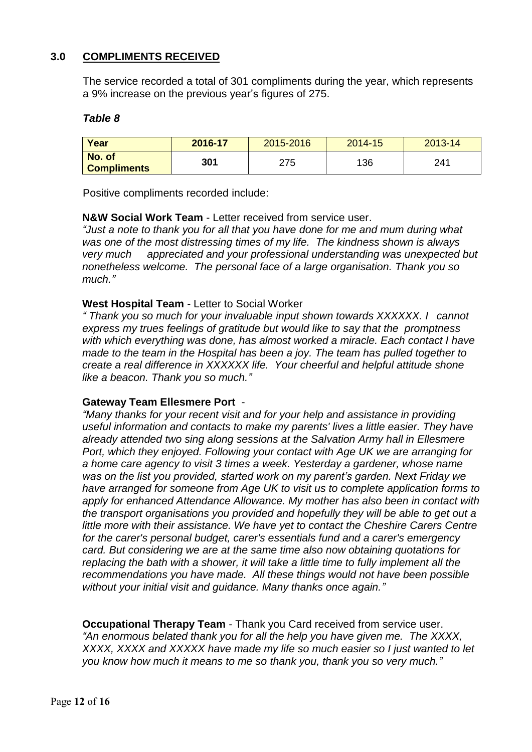## 3.0 COMPLIMENTS RECEIVED

The service recorded a total of 301 compliments during the year, which represents a 9% increase on the previous year's figures of 275.

***Table 8***

| Year | 2016-17 | 2015-2016 | 2014-15 | 2013-14 |
|---|---|---|---|---|
| No. of Compliments | 301 | 275 | 136 | 241 |

Positive compliments recorded include:

**N&W Social Work Team** - Letter received from service user.
*"Just a note to thank you for all that you have done for me and mum during what was one of the most distressing times of my life. The kindness shown is always very much appreciated and your professional understanding was unexpected but nonetheless welcome. The personal face of a large organisation. Thank you so much."*

**West Hospital Team** - Letter to Social Worker
*" Thank you so much for your invaluable input shown towards XXXXXX. I cannot express my trues feelings of gratitude but would like to say that the promptness with which everything was done, has almost worked a miracle. Each contact I have made to the team in the Hospital has been a joy. The team has pulled together to create a real difference in XXXXXX life. Your cheerful and helpful attitude shone like a beacon. Thank you so much."*

**Gateway Team Ellesmere Port** -
*"Many thanks for your recent visit and for your help and assistance in providing useful information and contacts to make my parents' lives a little easier. They have already attended two sing along sessions at the Salvation Army hall in Ellesmere Port, which they enjoyed. Following your contact with Age UK we are arranging for a home care agency to visit 3 times a week. Yesterday a gardener, whose name was on the list you provided, started work on my parent's garden. Next Friday we have arranged for someone from Age UK to visit us to complete application forms to apply for enhanced Attendance Allowance. My mother has also been in contact with the transport organisations you provided and hopefully they will be able to get out a little more with their assistance. We have yet to contact the Cheshire Carers Centre for the carer's personal budget, carer's essentials fund and a carer's emergency card. But considering we are at the same time also now obtaining quotations for replacing the bath with a shower, it will take a little time to fully implement all the recommendations you have made. All these things would not have been possible without your initial visit and guidance. Many thanks once again."*

**Occupational Therapy Team** - Thank you Card received from service user.
*"An enormous belated thank you for all the help you have given me. The XXXX, XXXX, XXXX and XXXXX have made my life so much easier so I just wanted to let you know how much it means to me so thank you, thank you so very much."*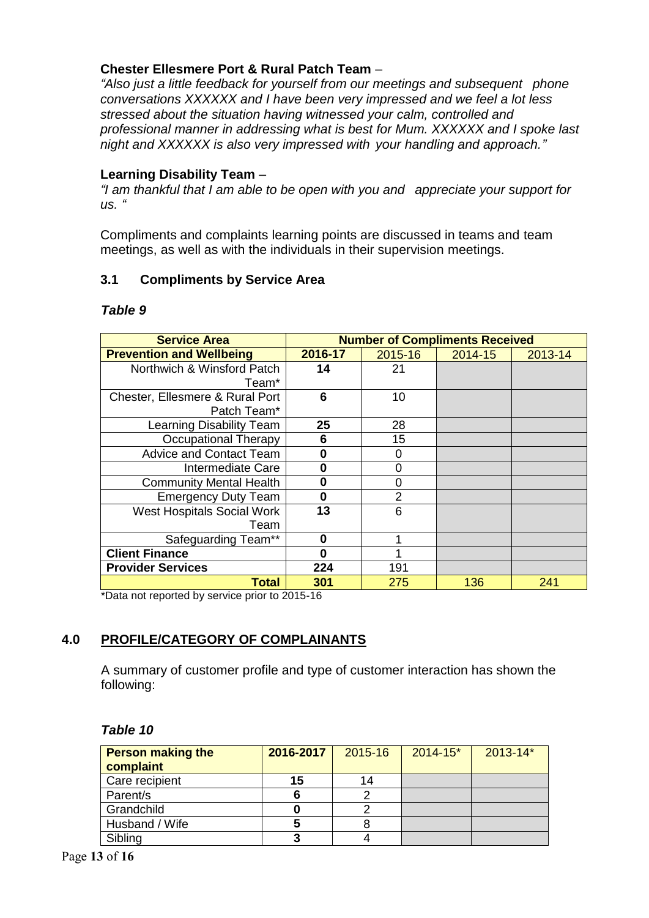**Chester Ellesmere Port & Rural Patch Team** –

*"Also just a little feedback for yourself from our meetings and subsequent phone conversations XXXXXX and I have been very impressed and we feel a lot less stressed about the situation having witnessed your calm, controlled and professional manner in addressing what is best for Mum. XXXXXX and I spoke last night and XXXXXX is also very impressed with your handling and approach."*

**Learning Disability Team** –

*"I am thankful that I am able to be open with you and appreciate your support for us. "*

Compliments and complaints learning points are discussed in teams and team meetings, as well as with the individuals in their supervision meetings.

### 3.1 Compliments by Service Area

***Table 9***

| Service Area | Number of Compliments Received | | | |
|---|---|---|---|---|
| **Prevention and Wellbeing** | **2016-17** | 2015-16 | 2014-15 | 2013-14 |
| Northwich & Winsford Patch Team* | **14** | 21 | | |
| Chester, Ellesmere & Rural Port Patch Team* | **6** | 10 | | |
| Learning Disability Team | **25** | 28 | | |
| Occupational Therapy | **6** | 15 | | |
| Advice and Contact Team | **0** | 0 | | |
| Intermediate Care | **0** | 0 | | |
| Community Mental Health | **0** | 0 | | |
| Emergency Duty Team | **0** | 2 | | |
| West Hospitals Social Work Team | **13** | 6 | | |
| Safeguarding Team** | **0** | 1 | | |
| **Client Finance** | **0** | 1 | | |
| **Provider Services** | **224** | 191 | | |
| **Total** | **301** | 275 | 136 | 241 |

*Data not reported by service prior to 2015-16

## 4.0 PROFILE/CATEGORY OF COMPLAINANTS

A summary of customer profile and type of customer interaction has shown the following:

***Table 10***

| Person making the complaint | 2016-2017 | 2015-16 | 2014-15* | 2013-14* |
|---|---|---|---|---|
| Care recipient | **15** | 14 | | |
| Parent/s | **6** | 2 | | |
| Grandchild | **0** | 2 | | |
| Husband / Wife | **5** | 8 | | |
| Sibling | **3** | 4 | | |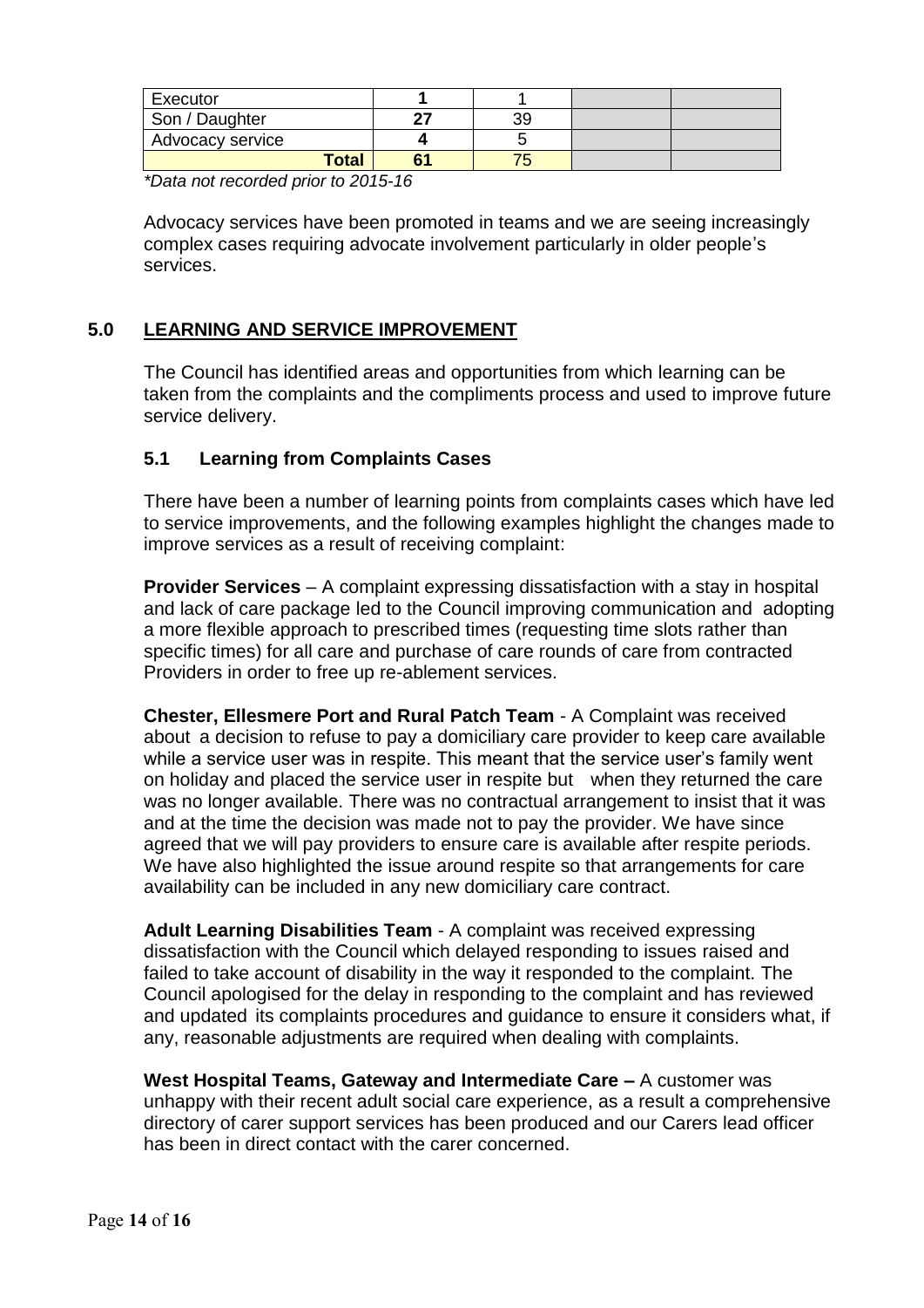| Executor | **1** | 1 | | |
|---|---|---|---|---|
| Son / Daughter | **27** | 39 | | |
| Advocacy service | **4** | 5 | | |
| **Total** | **61** | 75 | | |

*\*Data not recorded prior to 2015-16*

Advocacy services have been promoted in teams and we are seeing increasingly complex cases requiring advocate involvement particularly in older people's services.

## 5.0 LEARNING AND SERVICE IMPROVEMENT

The Council has identified areas and opportunities from which learning can be taken from the complaints and the compliments process and used to improve future service delivery.

### 5.1 Learning from Complaints Cases

There have been a number of learning points from complaints cases which have led to service improvements, and the following examples highlight the changes made to improve services as a result of receiving complaint:

**Provider Services** – A complaint expressing dissatisfaction with a stay in hospital and lack of care package led to the Council improving communication and adopting a more flexible approach to prescribed times (requesting time slots rather than specific times) for all care and purchase of care rounds of care from contracted Providers in order to free up re-ablement services.

**Chester, Ellesmere Port and Rural Patch Team** - A Complaint was received about a decision to refuse to pay a domiciliary care provider to keep care available while a service user was in respite. This meant that the service user's family went on holiday and placed the service user in respite but when they returned the care was no longer available. There was no contractual arrangement to insist that it was and at the time the decision was made not to pay the provider. We have since agreed that we will pay providers to ensure care is available after respite periods. We have also highlighted the issue around respite so that arrangements for care availability can be included in any new domiciliary care contract.

**Adult Learning Disabilities Team** - A complaint was received expressing dissatisfaction with the Council which delayed responding to issues raised and failed to take account of disability in the way it responded to the complaint. The Council apologised for the delay in responding to the complaint and has reviewed and updated its complaints procedures and guidance to ensure it considers what, if any, reasonable adjustments are required when dealing with complaints.

**West Hospital Teams, Gateway and Intermediate Care –** A customer was unhappy with their recent adult social care experience, as a result a comprehensive directory of carer support services has been produced and our Carers lead officer has been in direct contact with the carer concerned.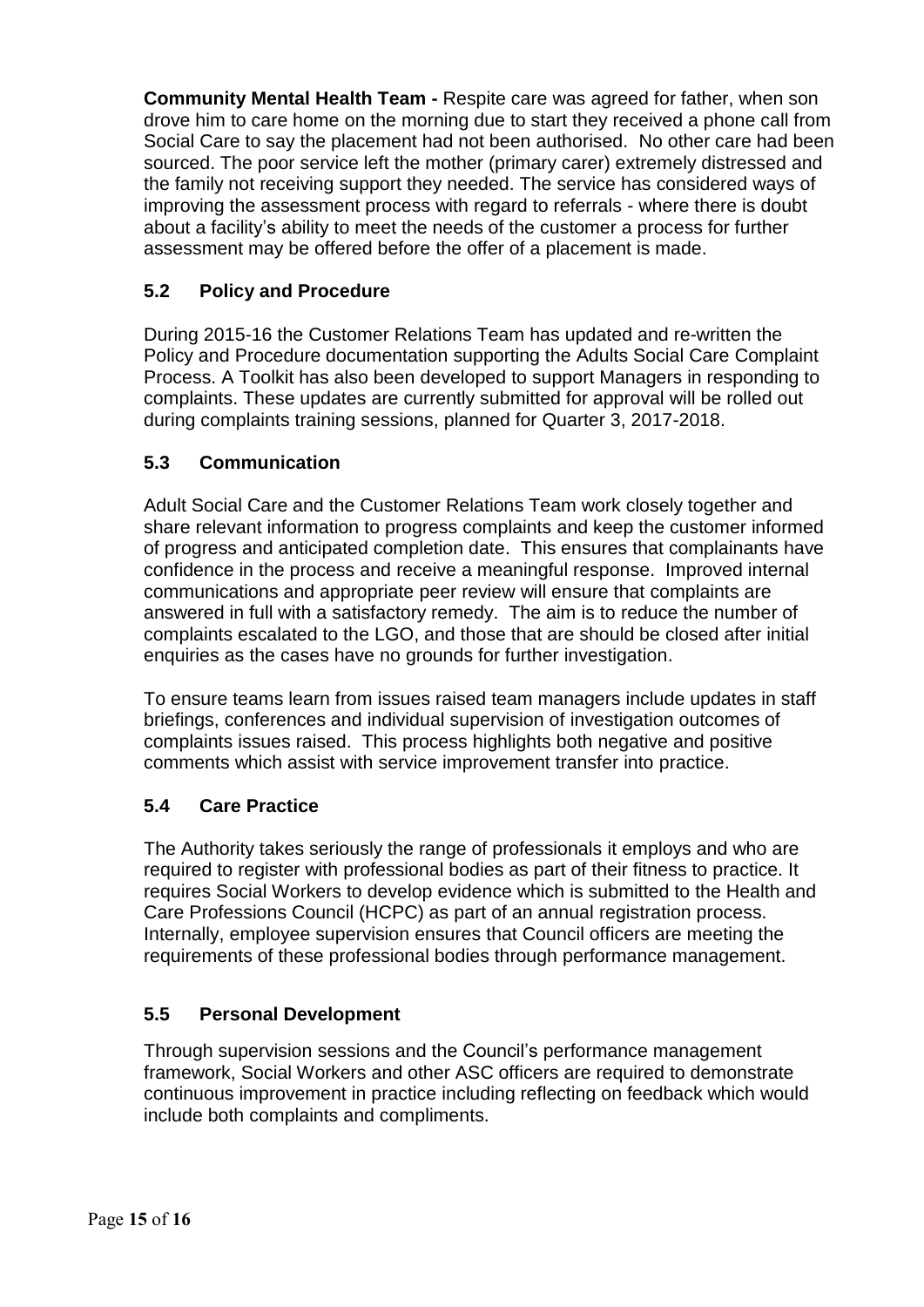**Community Mental Health Team -** Respite care was agreed for father, when son drove him to care home on the morning due to start they received a phone call from Social Care to say the placement had not been authorised. No other care had been sourced. The poor service left the mother (primary carer) extremely distressed and the family not receiving support they needed. The service has considered ways of improving the assessment process with regard to referrals - where there is doubt about a facility's ability to meet the needs of the customer a process for further assessment may be offered before the offer of a placement is made.

### 5.2 Policy and Procedure

During 2015-16 the Customer Relations Team has updated and re-written the Policy and Procedure documentation supporting the Adults Social Care Complaint Process. A Toolkit has also been developed to support Managers in responding to complaints. These updates are currently submitted for approval will be rolled out during complaints training sessions, planned for Quarter 3, 2017-2018.

### 5.3 Communication

Adult Social Care and the Customer Relations Team work closely together and share relevant information to progress complaints and keep the customer informed of progress and anticipated completion date. This ensures that complainants have confidence in the process and receive a meaningful response. Improved internal communications and appropriate peer review will ensure that complaints are answered in full with a satisfactory remedy. The aim is to reduce the number of complaints escalated to the LGO, and those that are should be closed after initial enquiries as the cases have no grounds for further investigation.

To ensure teams learn from issues raised team managers include updates in staff briefings, conferences and individual supervision of investigation outcomes of complaints issues raised. This process highlights both negative and positive comments which assist with service improvement transfer into practice.

### 5.4 Care Practice

The Authority takes seriously the range of professionals it employs and who are required to register with professional bodies as part of their fitness to practice. It requires Social Workers to develop evidence which is submitted to the Health and Care Professions Council (HCPC) as part of an annual registration process. Internally, employee supervision ensures that Council officers are meeting the requirements of these professional bodies through performance management.

### 5.5 Personal Development

Through supervision sessions and the Council's performance management framework, Social Workers and other ASC officers are required to demonstrate continuous improvement in practice including reflecting on feedback which would include both complaints and compliments.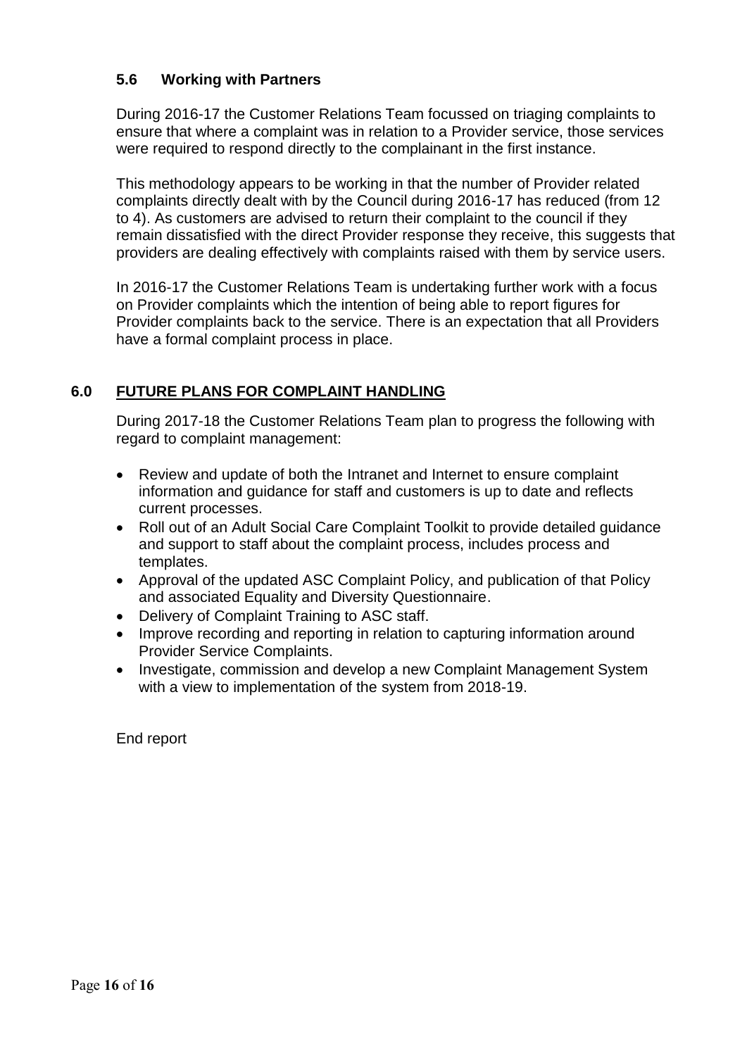### 5.6 Working with Partners

During 2016-17 the Customer Relations Team focussed on triaging complaints to ensure that where a complaint was in relation to a Provider service, those services were required to respond directly to the complainant in the first instance.

This methodology appears to be working in that the number of Provider related complaints directly dealt with by the Council during 2016-17 has reduced (from 12 to 4). As customers are advised to return their complaint to the council if they remain dissatisfied with the direct Provider response they receive, this suggests that providers are dealing effectively with complaints raised with them by service users.

In 2016-17 the Customer Relations Team is undertaking further work with a focus on Provider complaints which the intention of being able to report figures for Provider complaints back to the service. There is an expectation that all Providers have a formal complaint process in place.

## 6.0 FUTURE PLANS FOR COMPLAINT HANDLING

During 2017-18 the Customer Relations Team plan to progress the following with regard to complaint management:

- Review and update of both the Intranet and Internet to ensure complaint information and guidance for staff and customers is up to date and reflects current processes.
- Roll out of an Adult Social Care Complaint Toolkit to provide detailed guidance and support to staff about the complaint process, includes process and templates.
- Approval of the updated ASC Complaint Policy, and publication of that Policy and associated Equality and Diversity Questionnaire.
- Delivery of Complaint Training to ASC staff.
- Improve recording and reporting in relation to capturing information around Provider Service Complaints.
- Investigate, commission and develop a new Complaint Management System with a view to implementation of the system from 2018-19.

End report